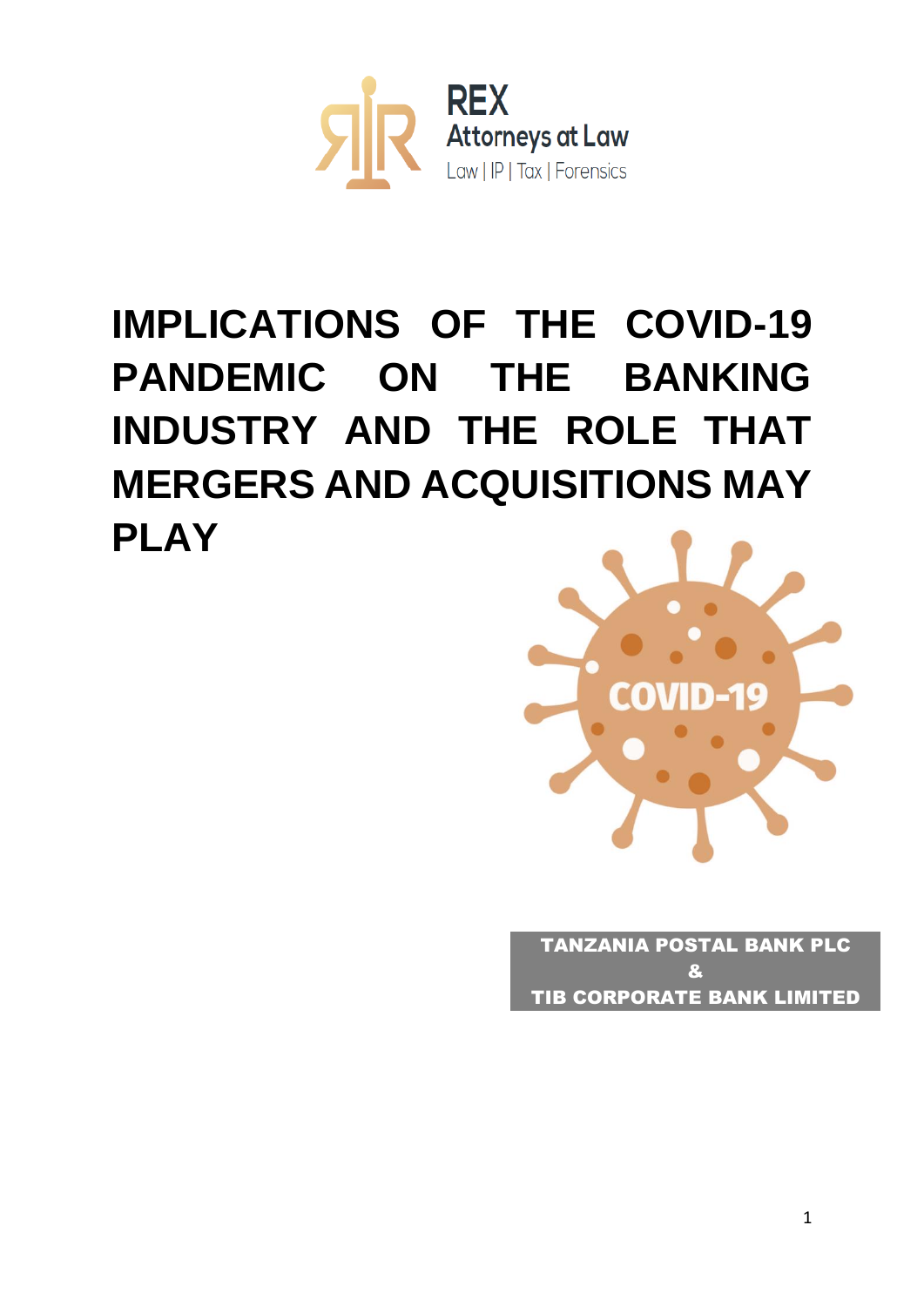REX
Attorneys at Law
Law | IP | Tax | Forensics

# IMPLICATIONS OF THE COVID-19 PANDEMIC ON THE BANKING INDUSTRY AND THE ROLE THAT MERGERS AND ACQUISITIONS MAY PLAY

COVID-19

**TANZANIA POSTAL BANK PLC**
**&**
**TIB CORPORATE BANK LIMITED**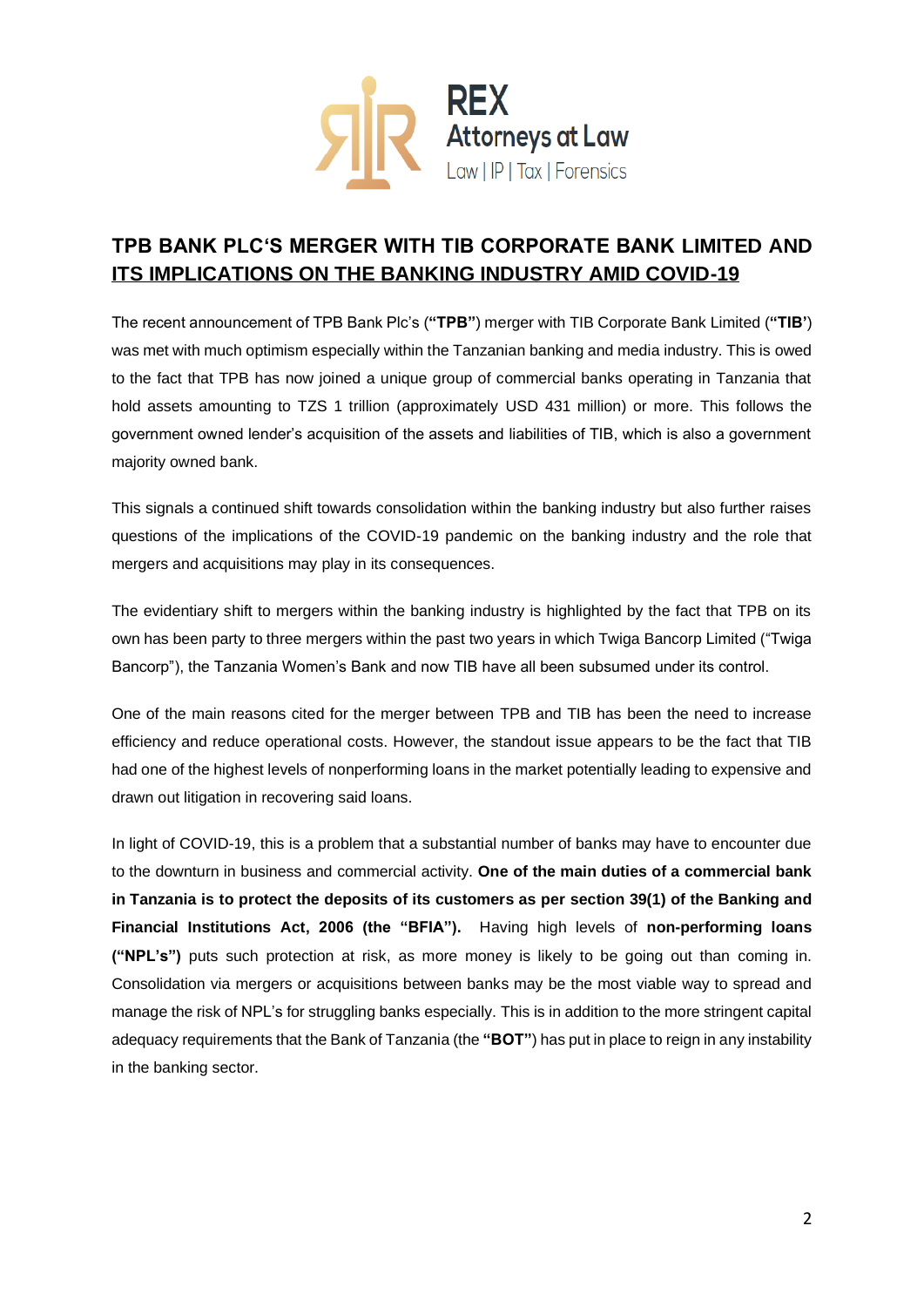## TPB BANK PLC'S MERGER WITH TIB CORPORATE BANK LIMITED AND ITS IMPLICATIONS ON THE BANKING INDUSTRY AMID COVID-19

The recent announcement of TPB Bank Plc's (**"TPB"**) merger with TIB Corporate Bank Limited (**"TIB**') was met with much optimism especially within the Tanzanian banking and media industry. This is owed to the fact that TPB has now joined a unique group of commercial banks operating in Tanzania that hold assets amounting to TZS 1 trillion (approximately USD 431 million) or more. This follows the government owned lender's acquisition of the assets and liabilities of TIB, which is also a government majority owned bank.

This signals a continued shift towards consolidation within the banking industry but also further raises questions of the implications of the COVID-19 pandemic on the banking industry and the role that mergers and acquisitions may play in its consequences.

The evidentiary shift to mergers within the banking industry is highlighted by the fact that TPB on its own has been party to three mergers within the past two years in which Twiga Bancorp Limited ("Twiga Bancorp"), the Tanzania Women's Bank and now TIB have all been subsumed under its control.

One of the main reasons cited for the merger between TPB and TIB has been the need to increase efficiency and reduce operational costs. However, the standout issue appears to be the fact that TIB had one of the highest levels of nonperforming loans in the market potentially leading to expensive and drawn out litigation in recovering said loans.

In light of COVID-19, this is a problem that a substantial number of banks may have to encounter due to the downturn in business and commercial activity. **One of the main duties of a commercial bank in Tanzania is to protect the deposits of its customers as per section 39(1) of the Banking and Financial Institutions Act, 2006 (the "BFIA").** Having high levels of **non-performing loans ("NPL's")** puts such protection at risk, as more money is likely to be going out than coming in. Consolidation via mergers or acquisitions between banks may be the most viable way to spread and manage the risk of NPL's for struggling banks especially. This is in addition to the more stringent capital adequacy requirements that the Bank of Tanzania (the **"BOT"**) has put in place to reign in any instability in the banking sector.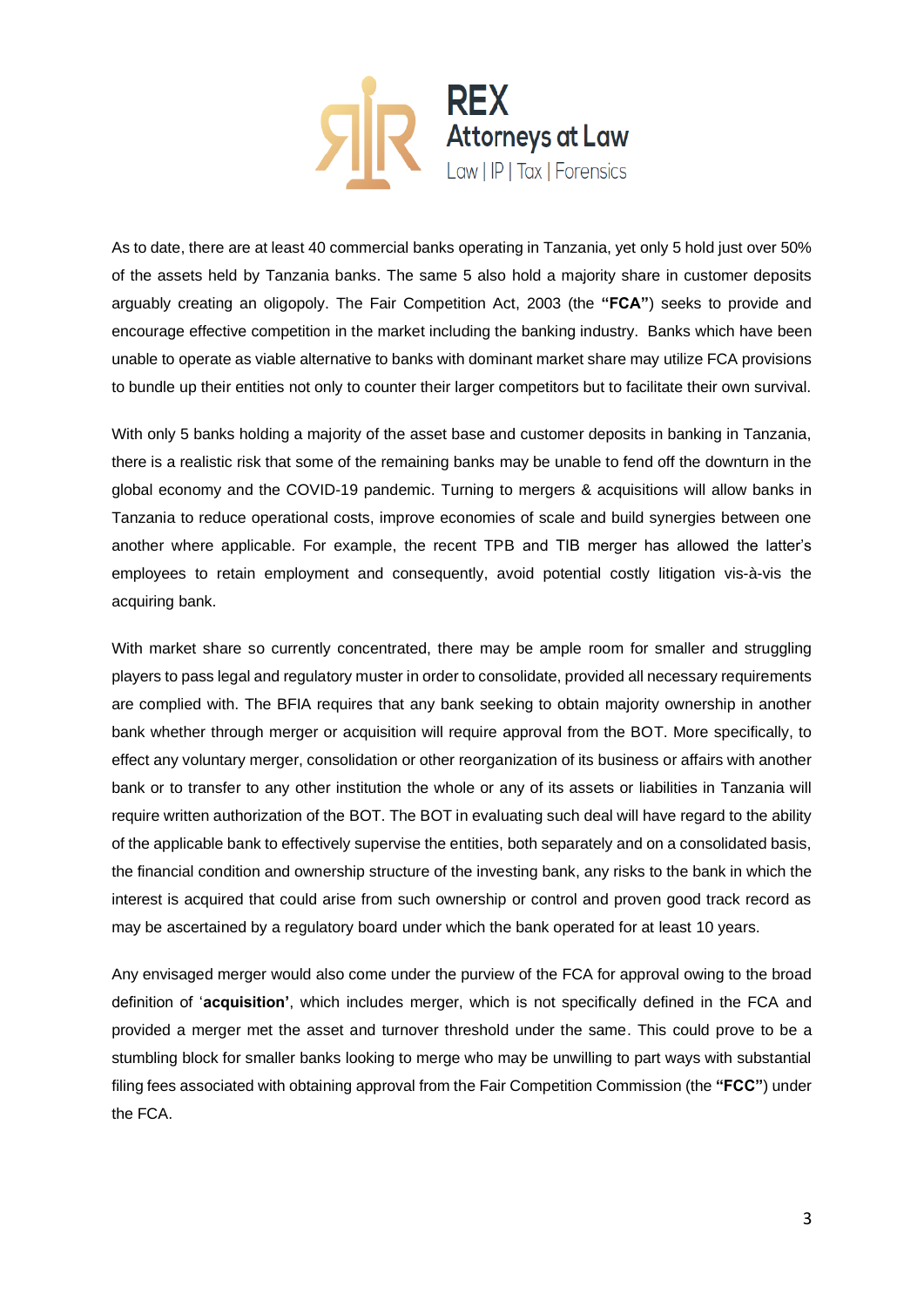As to date, there are at least 40 commercial banks operating in Tanzania, yet only 5 hold just over 50% of the assets held by Tanzania banks. The same 5 also hold a majority share in customer deposits arguably creating an oligopoly. The Fair Competition Act, 2003 (the **"FCA"**) seeks to provide and encourage effective competition in the market including the banking industry. Banks which have been unable to operate as viable alternative to banks with dominant market share may utilize FCA provisions to bundle up their entities not only to counter their larger competitors but to facilitate their own survival.

With only 5 banks holding a majority of the asset base and customer deposits in banking in Tanzania, there is a realistic risk that some of the remaining banks may be unable to fend off the downturn in the global economy and the COVID-19 pandemic. Turning to mergers & acquisitions will allow banks in Tanzania to reduce operational costs, improve economies of scale and build synergies between one another where applicable. For example, the recent TPB and TIB merger has allowed the latter's employees to retain employment and consequently, avoid potential costly litigation vis-à-vis the acquiring bank.

With market share so currently concentrated, there may be ample room for smaller and struggling players to pass legal and regulatory muster in order to consolidate, provided all necessary requirements are complied with. The BFIA requires that any bank seeking to obtain majority ownership in another bank whether through merger or acquisition will require approval from the BOT. More specifically, to effect any voluntary merger, consolidation or other reorganization of its business or affairs with another bank or to transfer to any other institution the whole or any of its assets or liabilities in Tanzania will require written authorization of the BOT. The BOT in evaluating such deal will have regard to the ability of the applicable bank to effectively supervise the entities, both separately and on a consolidated basis, the financial condition and ownership structure of the investing bank, any risks to the bank in which the interest is acquired that could arise from such ownership or control and proven good track record as may be ascertained by a regulatory board under which the bank operated for at least 10 years.

Any envisaged merger would also come under the purview of the FCA for approval owing to the broad definition of '**acquisition'**, which includes merger, which is not specifically defined in the FCA and provided a merger met the asset and turnover threshold under the same. This could prove to be a stumbling block for smaller banks looking to merge who may be unwilling to part ways with substantial filing fees associated with obtaining approval from the Fair Competition Commission (the **"FCC"**) under the FCA.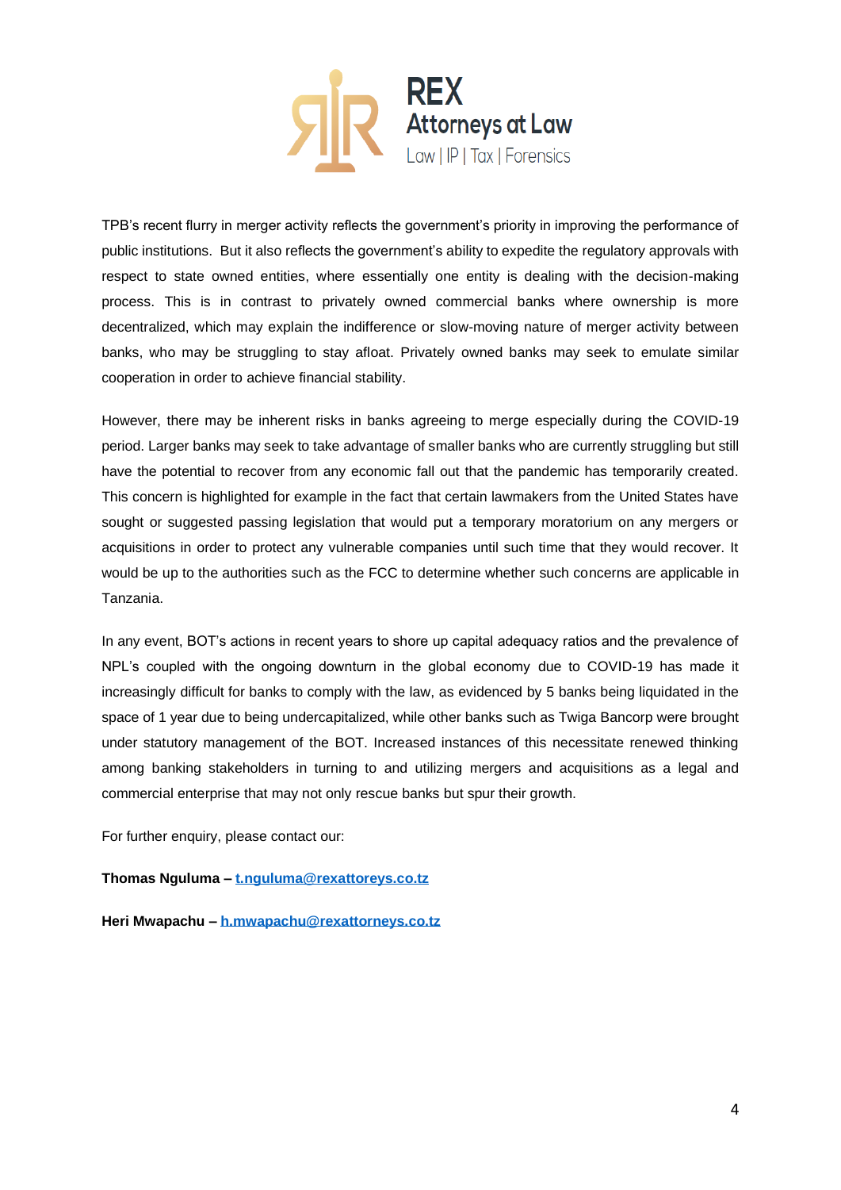TPB's recent flurry in merger activity reflects the government's priority in improving the performance of public institutions. But it also reflects the government's ability to expedite the regulatory approvals with respect to state owned entities, where essentially one entity is dealing with the decision-making process. This is in contrast to privately owned commercial banks where ownership is more decentralized, which may explain the indifference or slow-moving nature of merger activity between banks, who may be struggling to stay afloat. Privately owned banks may seek to emulate similar cooperation in order to achieve financial stability.

However, there may be inherent risks in banks agreeing to merge especially during the COVID-19 period. Larger banks may seek to take advantage of smaller banks who are currently struggling but still have the potential to recover from any economic fall out that the pandemic has temporarily created. This concern is highlighted for example in the fact that certain lawmakers from the United States have sought or suggested passing legislation that would put a temporary moratorium on any mergers or acquisitions in order to protect any vulnerable companies until such time that they would recover. It would be up to the authorities such as the FCC to determine whether such concerns are applicable in Tanzania.

In any event, BOT's actions in recent years to shore up capital adequacy ratios and the prevalence of NPL's coupled with the ongoing downturn in the global economy due to COVID-19 has made it increasingly difficult for banks to comply with the law, as evidenced by 5 banks being liquidated in the space of 1 year due to being undercapitalized, while other banks such as Twiga Bancorp were brought under statutory management of the BOT. Increased instances of this necessitate renewed thinking among banking stakeholders in turning to and utilizing mergers and acquisitions as a legal and commercial enterprise that may not only rescue banks but spur their growth.

For further enquiry, please contact our:

**Thomas Nguluma – t.nguluma@rexattoreys.co.tz**

**Heri Mwapachu – h.mwapachu@rexattorneys.co.tz**